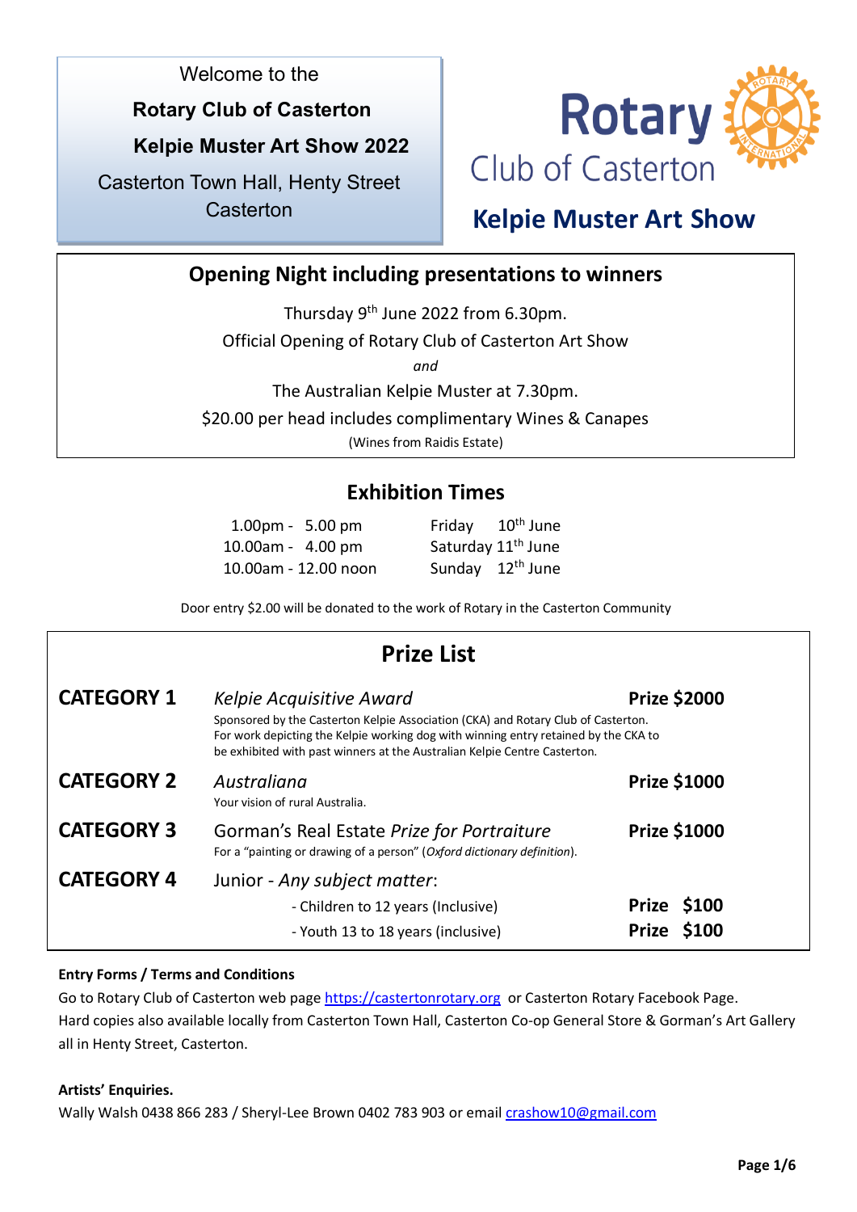Welcome to the

**Rotary Club of Casterton**

**Kelpie Muster Art Show 2022**

Casterton Town Hall, Henty Street Casterton

Rotary Club of Casterton

## Kelpie Muster Art Show

## Opening Night including presentations to winners

Thursday 9th June 2022 from 6.30pm.

Official Opening of Rotary Club of Casterton Art Show

*and*

The Australian Kelpie Muster at 7.30pm.

$20.00 per head includes complimentary Wines & Canapes

(Wines from Raidis Estate)

## Exhibition Times

| | |
|---|---|
| 1.00pm - 5.00 pm | Friday 10th June |
| 10.00am - 4.00 pm | Saturday 11th June |
| 10.00am - 12.00 noon | Sunday 12th June |

Door entry $2.00 will be donated to the work of Rotary in the Casterton Community

## Prize List

**CATEGORY 1** *Kelpie Acquisitive Award* **Prize $2000**

Sponsored by the Casterton Kelpie Association (CKA) and Rotary Club of Casterton. For work depicting the Kelpie working dog with winning entry retained by the CKA to be exhibited with past winners at the Australian Kelpie Centre Casterton.

**CATEGORY 2** *Australiana* **Prize $1000**

Your vision of rural Australia.

**CATEGORY 3** Gorman's Real Estate *Prize for Portraiture* **Prize $1000**

For a "painting or drawing of a person" (*Oxford dictionary definition*).

**CATEGORY 4** Junior - *Any subject matter*:

- Children to 12 years (Inclusive) **Prize $100**
- Youth 13 to 18 years (inclusive) **Prize $100**

**Entry Forms / Terms and Conditions**

Go to Rotary Club of Casterton web page https://castertonrotary.org or Casterton Rotary Facebook Page. Hard copies also available locally from Casterton Town Hall, Casterton Co-op General Store & Gorman's Art Gallery all in Henty Street, Casterton.

**Artists' Enquiries.**

Wally Walsh 0438 866 283 / Sheryl-Lee Brown 0402 783 903 or email crashow10@gmail.com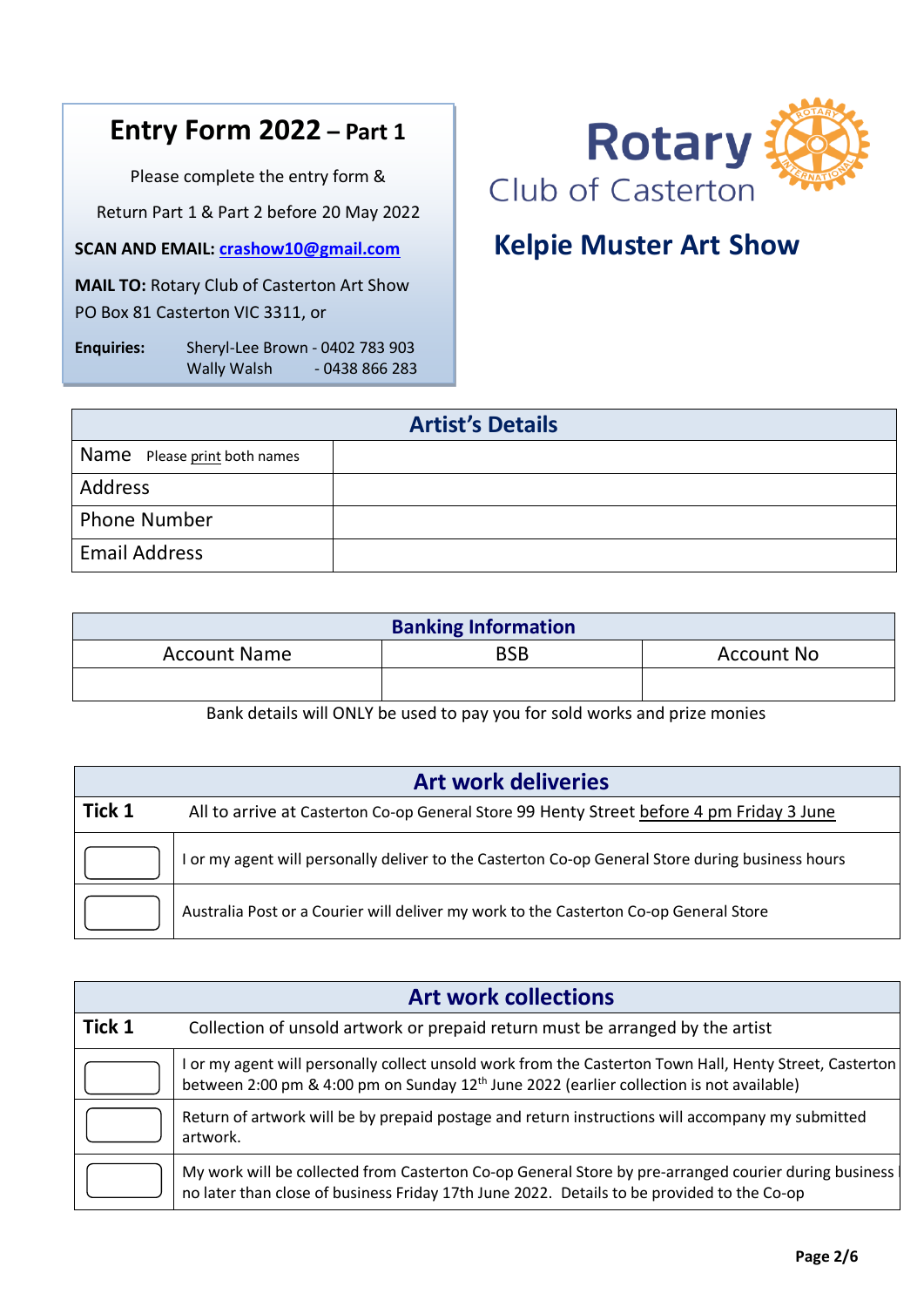# Entry Form 2022 – Part 1

Please complete the entry form &

Return Part 1 & Part 2 before 20 May 2022

**SCAN AND EMAIL:** crashow10@gmail.com

**MAIL TO:** Rotary Club of Casterton Art Show
PO Box 81 Casterton VIC 3311, or

**Enquiries:** Sheryl-Lee Brown - 0402 783 903
Wally Walsh - 0438 866 283

Rotary Club of Casterton

## Kelpie Muster Art Show

| Artist's Details | |
|---|---|
| Name Please print both names | |
| Address | |
| Phone Number | |
| Email Address | |

| Banking Information | | |
|---|---|---|
| Account Name | BSB | Account No |
| | | |

Bank details will ONLY be used to pay you for sold works and prize monies

| Art work deliveries | |
|---|---|
| **Tick 1** | All to arrive at Casterton Co-op General Store 99 Henty Street before 4 pm Friday 3 June |
| ☐ | I or my agent will personally deliver to the Casterton Co-op General Store during business hours |
| ☐ | Australia Post or a Courier will deliver my work to the Casterton Co-op General Store |

| Art work collections | |
|---|---|
| **Tick 1** | Collection of unsold artwork or prepaid return must be arranged by the artist |
| ☐ | I or my agent will personally collect unsold work from the Casterton Town Hall, Henty Street, Casterton between 2:00 pm & 4:00 pm on Sunday 12th June 2022 (earlier collection is not available) |
| ☐ | Return of artwork will be by prepaid postage and return instructions will accompany my submitted artwork. |
| ☐ | My work will be collected from Casterton Co-op General Store by pre-arranged courier during business no later than close of business Friday 17th June 2022. Details to be provided to the Co-op |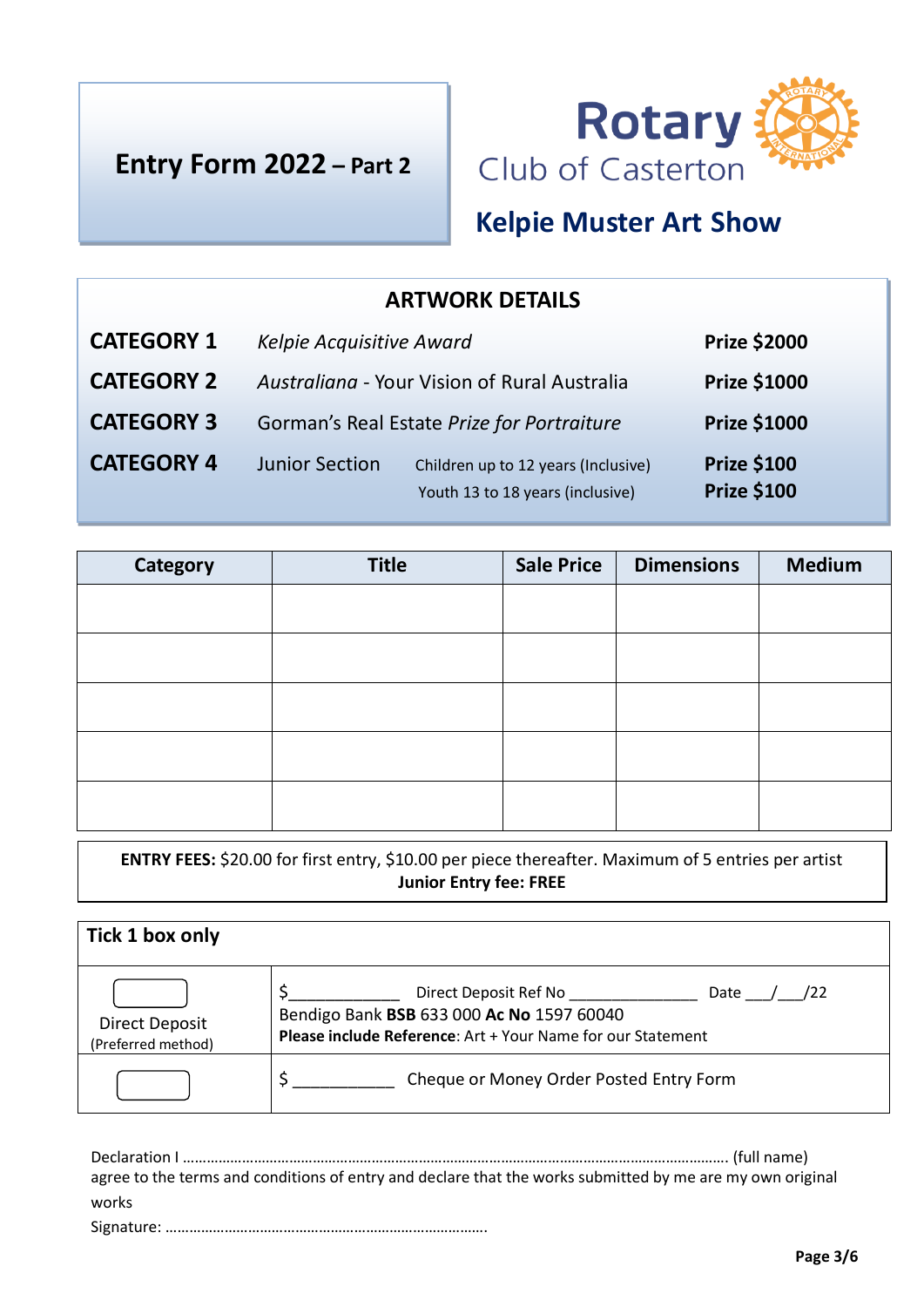# Entry Form 2022 – Part 2

**Rotary**
Club of Casterton

## Kelpie Muster Art Show

### ARTWORK DETAILS

| | | | |
|---|---|---|---|
| **CATEGORY 1** | *Kelpie Acquisitive Award* | | **Prize $2000** |
| **CATEGORY 2** | *Australiana* - Your Vision of Rural Australia | | **Prize $1000** |
| **CATEGORY 3** | Gorman's Real Estate *Prize for Portraiture* | | **Prize $1000** |
| **CATEGORY 4** | Junior Section | Children up to 12 years (Inclusive) | **Prize $100** |
| | | Youth 13 to 18 years (inclusive) | **Prize $100** |

| Category | Title | Sale Price | Dimensions | Medium |
|---|---|---|---|---|
| | | | | |
| | | | | |
| | | | | |
| | | | | |
| | | | | |

**ENTRY FEES:** $20.00 for first entry, $10.00 per piece thereafter. Maximum of 5 entries per artist
**Junior Entry fee: FREE**

| **Tick 1 box only** | |
|---|---|
| ☐ Direct Deposit (Preferred method) | $____________ Direct Deposit Ref No ______________ Date ___/___/22<br>Bendigo Bank **BSB** 633 000 **Ac No** 1597 60040<br>**Please include Reference**: Art + Your Name for our Statement |
| ☐ | $ ___________ Cheque or Money Order Posted Entry Form |

Declaration I ………………………………………………………………………………………………………………………. (full name) agree to the terms and conditions of entry and declare that the works submitted by me are my own original works

Signature: ……………………………………………………………………….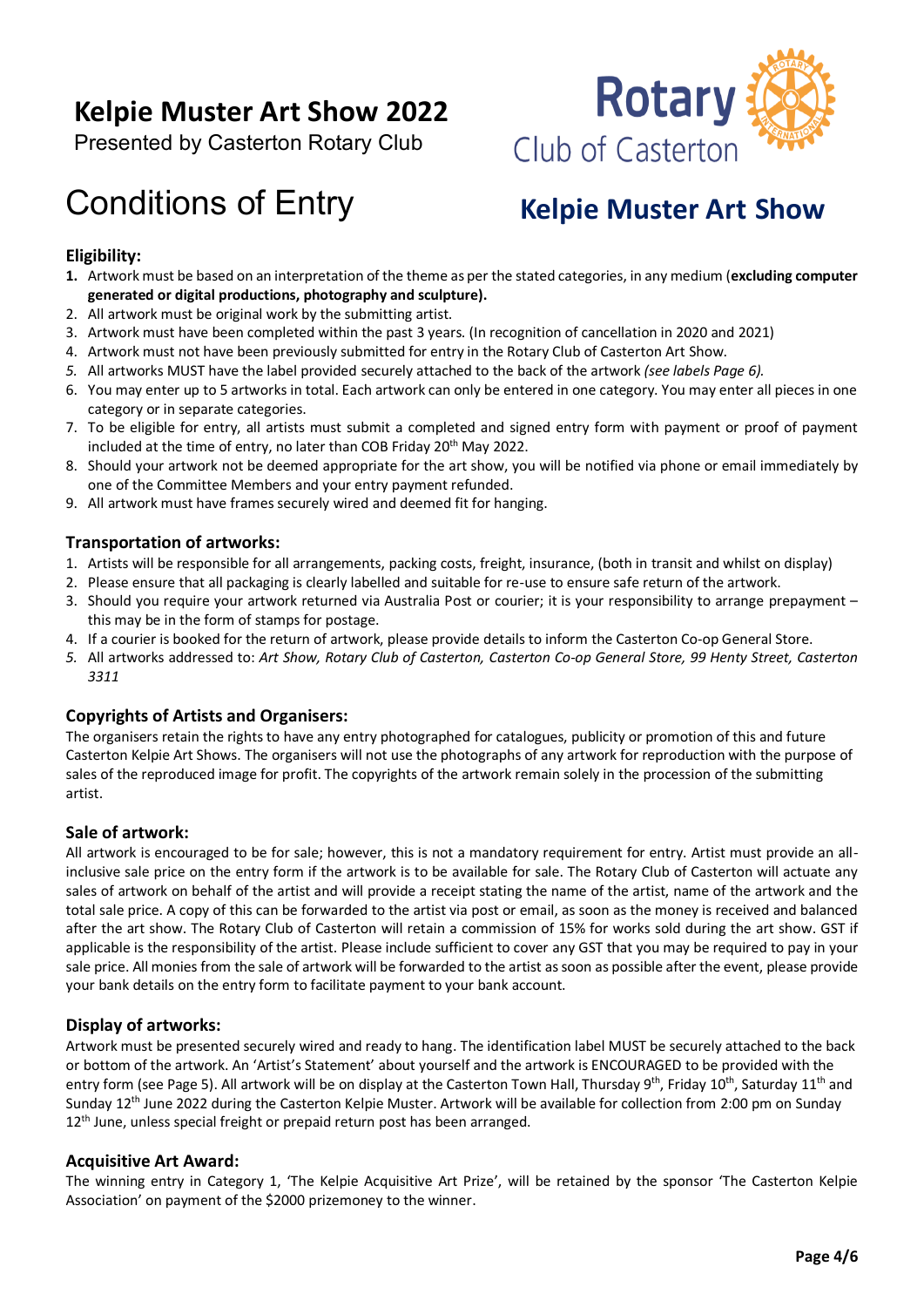# Kelpie Muster Art Show 2022

Presented by Casterton Rotary Club

Rotary Club of Casterton

# Conditions of Entry

## Kelpie Muster Art Show

### Eligibility:

1. Artwork must be based on an interpretation of the theme as per the stated categories, in any medium (**excluding computer generated or digital productions, photography and sculpture).**
2. All artwork must be original work by the submitting artist.
3. Artwork must have been completed within the past 3 years. (In recognition of cancellation in 2020 and 2021)
4. Artwork must not have been previously submitted for entry in the Rotary Club of Casterton Art Show.
5. All artworks MUST have the label provided securely attached to the back of the artwork *(see labels Page 6).*
6. You may enter up to 5 artworks in total. Each artwork can only be entered in one category. You may enter all pieces in one category or in separate categories.
7. To be eligible for entry, all artists must submit a completed and signed entry form with payment or proof of payment included at the time of entry, no later than COB Friday 20th May 2022.
8. Should your artwork not be deemed appropriate for the art show, you will be notified via phone or email immediately by one of the Committee Members and your entry payment refunded.
9. All artwork must have frames securely wired and deemed fit for hanging.

### Transportation of artworks:

1. Artists will be responsible for all arrangements, packing costs, freight, insurance, (both in transit and whilst on display)
2. Please ensure that all packaging is clearly labelled and suitable for re-use to ensure safe return of the artwork.
3. Should you require your artwork returned via Australia Post or courier; it is your responsibility to arrange prepayment – this may be in the form of stamps for postage.
4. If a courier is booked for the return of artwork, please provide details to inform the Casterton Co-op General Store.
5. All artworks addressed to: *Art Show, Rotary Club of Casterton, Casterton Co-op General Store, 99 Henty Street, Casterton 3311*

### Copyrights of Artists and Organisers:

The organisers retain the rights to have any entry photographed for catalogues, publicity or promotion of this and future Casterton Kelpie Art Shows. The organisers will not use the photographs of any artwork for reproduction with the purpose of sales of the reproduced image for profit. The copyrights of the artwork remain solely in the procession of the submitting artist.

### Sale of artwork:

All artwork is encouraged to be for sale; however, this is not a mandatory requirement for entry. Artist must provide an all-inclusive sale price on the entry form if the artwork is to be available for sale. The Rotary Club of Casterton will actuate any sales of artwork on behalf of the artist and will provide a receipt stating the name of the artist, name of the artwork and the total sale price. A copy of this can be forwarded to the artist via post or email, as soon as the money is received and balanced after the art show. The Rotary Club of Casterton will retain a commission of 15% for works sold during the art show. GST if applicable is the responsibility of the artist. Please include sufficient to cover any GST that you may be required to pay in your sale price. All monies from the sale of artwork will be forwarded to the artist as soon as possible after the event, please provide your bank details on the entry form to facilitate payment to your bank account.

### Display of artworks:

Artwork must be presented securely wired and ready to hang. The identification label MUST be securely attached to the back or bottom of the artwork. An 'Artist's Statement' about yourself and the artwork is ENCOURAGED to be provided with the entry form (see Page 5). All artwork will be on display at the Casterton Town Hall, Thursday 9th, Friday 10th, Saturday 11th and Sunday 12th June 2022 during the Casterton Kelpie Muster. Artwork will be available for collection from 2:00 pm on Sunday 12th June, unless special freight or prepaid return post has been arranged.

### Acquisitive Art Award:

The winning entry in Category 1, 'The Kelpie Acquisitive Art Prize', will be retained by the sponsor 'The Casterton Kelpie Association' on payment of the $2000 prizemoney to the winner.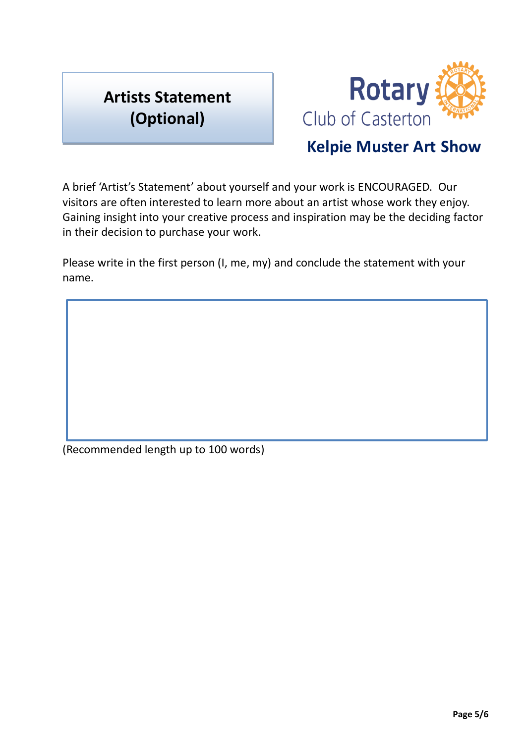# Artists Statement (Optional)

**Rotary Club of Casterton**

## Kelpie Muster Art Show

A brief 'Artist's Statement' about yourself and your work is ENCOURAGED. Our visitors are often interested to learn more about an artist whose work they enjoy. Gaining insight into your creative process and inspiration may be the deciding factor in their decision to purchase your work.

Please write in the first person (I, me, my) and conclude the statement with your name.

|   |
|---|
|   |

(Recommended length up to 100 words)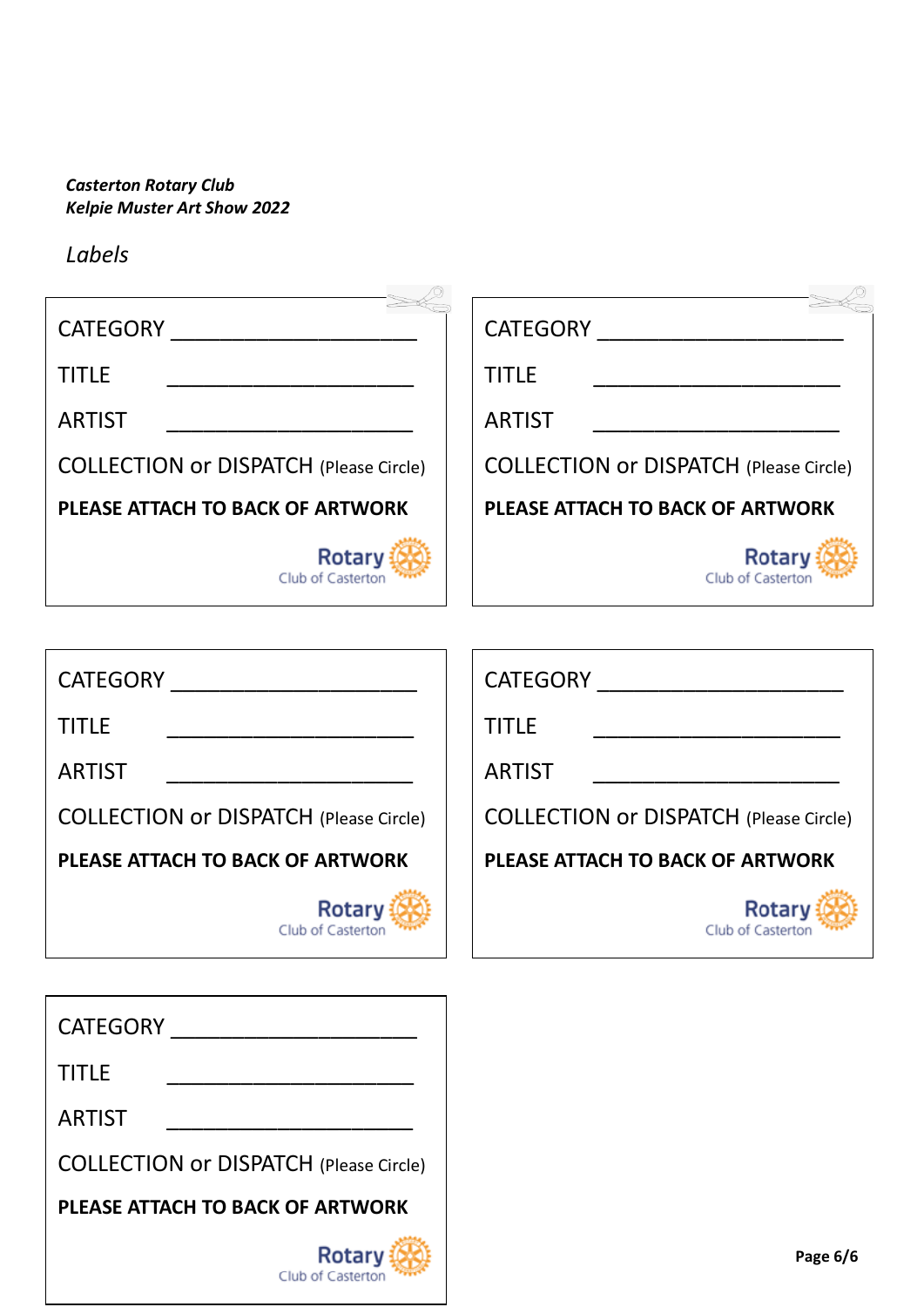***Casterton Rotary Club***
***Kelpie Muster Art Show 2022***

*Labels*

CATEGORY ____________________

TITLE ____________________

ARTIST ____________________

COLLECTION or DISPATCH (Please Circle)

**PLEASE ATTACH TO BACK OF ARTWORK**

Rotary
Club of Casterton

CATEGORY ____________________

TITLE ____________________

ARTIST ____________________

COLLECTION or DISPATCH (Please Circle)

**PLEASE ATTACH TO BACK OF ARTWORK**

Rotary
Club of Casterton

CATEGORY ____________________

TITLE ____________________

ARTIST ____________________

COLLECTION or DISPATCH (Please Circle)

**PLEASE ATTACH TO BACK OF ARTWORK**

Rotary
Club of Casterton

CATEGORY ____________________

TITLE ____________________

ARTIST ____________________

COLLECTION or DISPATCH (Please Circle)

**PLEASE ATTACH TO BACK OF ARTWORK**

Rotary
Club of Casterton

CATEGORY ____________________

TITLE ____________________

ARTIST ____________________

COLLECTION or DISPATCH (Please Circle)

**PLEASE ATTACH TO BACK OF ARTWORK**

Rotary
Club of Casterton